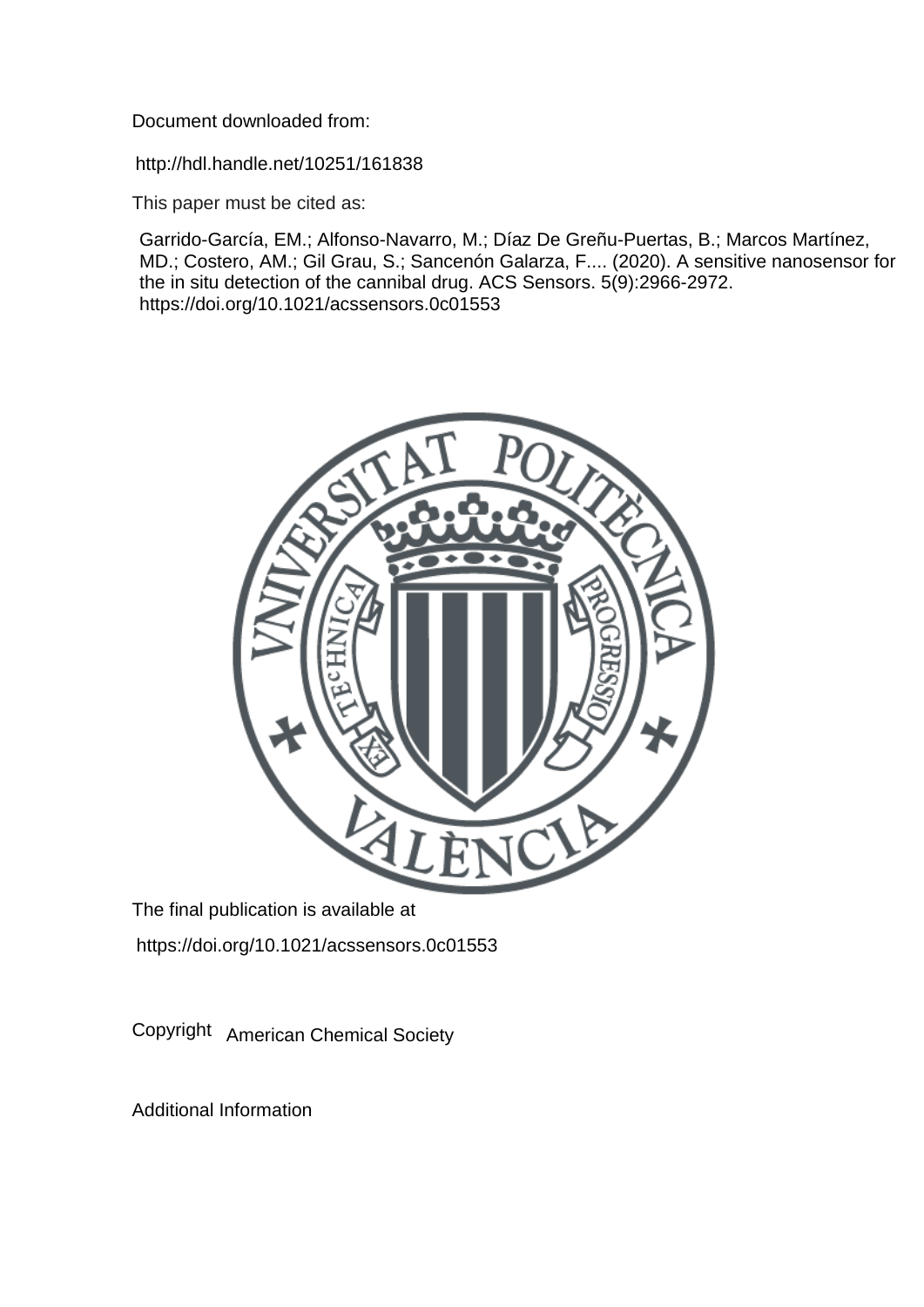Document downloaded from:

http://hdl.handle.net/10251/161838

This paper must be cited as:

Garrido-García, EM.; Alfonso-Navarro, M.; Díaz De Greñu-Puertas, B.; Marcos Martínez, MD.; Costero, AM.; Gil Grau, S.; Sancenón Galarza, F.... (2020). A sensitive nanosensor for the in situ detection of the cannibal drug. ACS Sensors. 5(9):2966-2972. https://doi.org/10.1021/acssensors.0c01553

The final publication is available at

https://doi.org/10.1021/acssensors.0c01553

Copyright American Chemical Society

Additional Information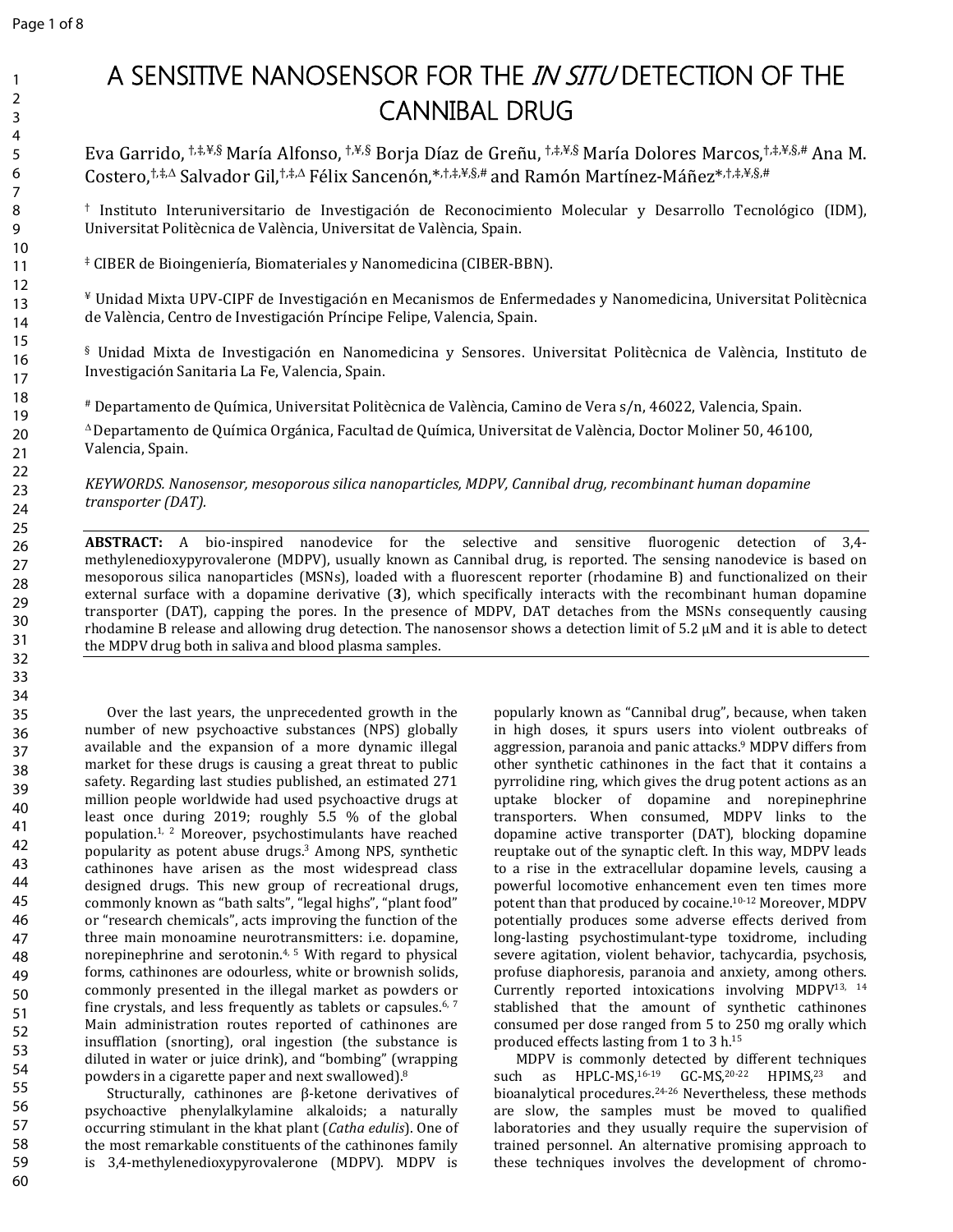# A SENSITIVE NANOSENSOR FOR THE *IN SITU* DETECTION OF THE CANNIBAL DRUG

Eva Garrido,[†,‡,¥,§] María Alfonso,[†,¥,§] Borja Díaz de Greñu,[†,‡,¥,§] María Dolores Marcos,[†,‡,¥,§,#] Ana M. Costero,[†,‡,Δ] Salvador Gil,[†,‡,Δ] Félix Sancenón,*[†,‡,¥,§,#] and Ramón Martínez-Máñez*[†,‡,¥,§,#]

[†] Instituto Interuniversitario de Investigación de Reconocimiento Molecular y Desarrollo Tecnológico (IDM), Universitat Politècnica de València, Universitat de València, Spain.

[‡] CIBER de Bioingeniería, Biomateriales y Nanomedicina (CIBER-BBN).

[¥] Unidad Mixta UPV-CIPF de Investigación en Mecanismos de Enfermedades y Nanomedicina, Universitat Politècnica de València, Centro de Investigación Príncipe Felipe, Valencia, Spain.

[§] Unidad Mixta de Investigación en Nanomedicina y Sensores. Universitat Politècnica de València, Instituto de Investigación Sanitaria La Fe, Valencia, Spain.

[#] Departamento de Química, Universitat Politècnica de València, Camino de Vera s/n, 46022, Valencia, Spain.

[Δ] Departamento de Química Orgánica, Facultad de Química, Universitat de València, Doctor Moliner 50, 46100, Valencia, Spain.

*KEYWORDS. Nanosensor, mesoporous silica nanoparticles, MDPV, Cannibal drug, recombinant human dopamine transporter (DAT).*

**ABSTRACT:** A bio-inspired nanodevice for the selective and sensitive fluorogenic detection of 3,4-methylenedioxypyrovalerone (MDPV), usually known as Cannibal drug, is reported. The sensing nanodevice is based on mesoporous silica nanoparticles (MSNs), loaded with a fluorescent reporter (rhodamine B) and functionalized on their external surface with a dopamine derivative (**3**), which specifically interacts with the recombinant human dopamine transporter (DAT), capping the pores. In the presence of MDPV, DAT detaches from the MSNs consequently causing rhodamine B release and allowing drug detection. The nanosensor shows a detection limit of 5.2 μM and it is able to detect the MDPV drug both in saliva and blood plasma samples.

Over the last years, the unprecedented growth in the number of new psychoactive substances (NPS) globally available and the expansion of a more dynamic illegal market for these drugs is causing a great threat to public safety. Regarding last studies published, an estimated 271 million people worldwide had used psychoactive drugs at least once during 2019; roughly 5.5 % of the global population.[1, 2] Moreover, psychostimulants have reached popularity as potent abuse drugs.[3] Among NPS, synthetic cathinones have arisen as the most widespread class designed drugs. This new group of recreational drugs, commonly known as "bath salts", "legal highs", "plant food" or "research chemicals", acts improving the function of the three main monoamine neurotransmitters: i.e. dopamine, norepinephrine and serotonin.[4, 5] With regard to physical forms, cathinones are odourless, white or brownish solids, commonly presented in the illegal market as powders or fine crystals, and less frequently as tablets or capsules.[6, 7] Main administration routes reported of cathinones are insufflation (snorting), oral ingestion (the substance is diluted in water or juice drink), and "bombing" (wrapping powders in a cigarette paper and next swallowed).[8]

Structurally, cathinones are β-ketone derivatives of psychoactive phenylalkylamine alkaloids; a naturally occurring stimulant in the khat plant (*Catha edulis*). One of the most remarkable constituents of the cathinones family is 3,4-methylenedioxypyrovalerone (MDPV). MDPV is popularly known as "Cannibal drug", because, when taken in high doses, it spurs users into violent outbreaks of aggression, paranoia and panic attacks.[9] MDPV differs from other synthetic cathinones in the fact that it contains a pyrrolidine ring, which gives the drug potent actions as an uptake blocker of dopamine and norepinephrine transporters. When consumed, MDPV links to the dopamine active transporter (DAT), blocking dopamine reuptake out of the synaptic cleft. In this way, MDPV leads to a rise in the extracellular dopamine levels, causing a powerful locomotive enhancement even ten times more potent than that produced by cocaine.[10-12] Moreover, MDPV potentially produces some adverse effects derived from long-lasting psychostimulant-type toxidrome, including severe agitation, violent behavior, tachycardia, psychosis, profuse diaphoresis, paranoia and anxiety, among others. Currently reported intoxications involving MDPV[13, 14] stablished that the amount of synthetic cathinones consumed per dose ranged from 5 to 250 mg orally which produced effects lasting from 1 to 3 h.[15]

MDPV is commonly detected by different techniques such as HPLC-MS,[16-19] GC-MS,[20-22] HPIMS,[23] and bioanalytical procedures.[24-26] Nevertheless, these methods are slow, the samples must be moved to qualified laboratories and they usually require the supervision of trained personnel. An alternative promising approach to these techniques involves the development of chromo-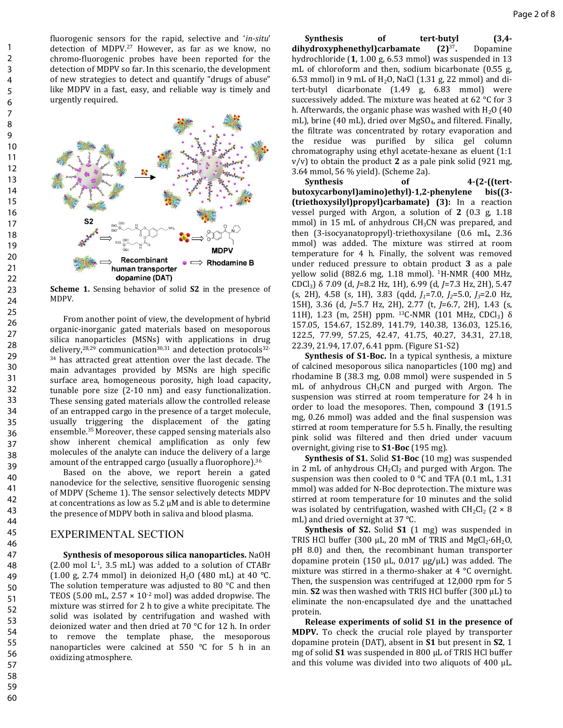fluorogenic sensors for the rapid, selective and '*in-situ*' detection of MDPV.[27] However, as far as we know, no chromo-fluorogenic probes have been reported for the detection of MDPV so far. In this scenario, the development of new strategies to detect and quantify "drugs of abuse" like MDPV in a fast, easy, and reliable way is timely and urgently required.

**Scheme 1.** Sensing behavior of solid **S2** in the presence of MDPV.

From another point of view, the development of hybrid organic-inorganic gated materials based on mesoporous silica nanoparticles (MSNs) with applications in drug delivery,[28,29] communication[30,31] and detection protocols[32-34] has attracted great attention over the last decade. The main advantages provided by MSNs are high specific surface area, homogeneous porosity, high load capacity, tunable pore size (2-10 nm) and easy functionalization. These sensing gated materials allow the controlled release of an entrapped cargo in the presence of a target molecule, usually triggering the displacement of the gating ensemble.[35] Moreover, these capped sensing materials also show inherent chemical amplification as only few molecules of the analyte can induce the delivery of a large amount of the entrapped cargo (usually a fluorophore).[36]

Based on the above, we report herein a gated nanodevice for the selective, sensitive fluorogenic sensing of MDPV (Scheme 1). The sensor selectively detects MDPV at concentrations as low as 5.2 µM and is able to determine the presence of MDPV both in saliva and blood plasma.

## EXPERIMENTAL SECTION

**Synthesis of mesoporous silica nanoparticles.** NaOH (2.00 mol $L^{-1}$, 3.5 mL) was added to a solution of CTABr (1.00 g, 2.74 mmol) in deionized $H_2O$ (480 mL) at 40 °C. The solution temperature was adjusted to 80 °C and then TEOS (5.00 mL, $2.57 \times 10^{-2}$ mol) was added dropwise. The mixture was stirred for 2 h to give a white precipitate. The solid was isolated by centrifugation and washed with deionized water and then dried at 70 °C for 12 h. In order to remove the template phase, the mesoporous nanoparticles were calcined at 550 °C for 5 h in an oxidizing atmosphere.

**Synthesis of tert-butyl (3,4-dihydroxyphenethyl)carbamate (2)**[37]**.** Dopamine hydrochloride (**1**, 1.00 g, 6.53 mmol) was suspended in 13 mL of chloroform and then, sodium bicarbonate (0.55 g, 6.53 mmol) in 9 mL of $H_2O$, NaCl (1.31 g, 22 mmol) and di-tert-butyl dicarbonate (1.49 g, 6.83 mmol) were successively added. The mixture was heated at 62 °C for 3 h. Afterwards, the organic phase was washed with $H_2O$ (40 mL), brine (40 mL), dried over $MgSO_4$, and filtered. Finally, the filtrate was concentrated by rotary evaporation and the residue was purified by silica gel column chromatography using ethyl acetate-hexane as eluent (1:1 v/v) to obtain the product **2** as a pale pink solid (921 mg, 3.64 mmol, 56 % yield). (Scheme 2a).

**Synthesis of 4-(2-((tert-butoxycarbonyl)amino)ethyl)-1,2-phenylene bis((3-(triethoxysilyl)propyl)carbamate) (3):** In a reaction vessel purged with Argon, a solution of **2** (0.3 g, 1.18 mmol) in 15 mL of anhydrous $CH_3CN$ was prepared, and then (3-isocyanatopropyl)-triethoxysilane (0.6 mL, 2.36 mmol) was added. The mixture was stirred at room temperature for 4 h. Finally, the solvent was removed under reduced pressure to obtain product **3** as a pale yellow solid (882.6 mg, 1.18 mmol). $^1$H-NMR (400 MHz, $CDCl_3$) δ 7.09 (d, *J*=8.2 Hz, 1H), 6.99 (d, *J*=7.3 Hz, 2H), 5.47 (s, 2H), 4.58 (s, 1H), 3.83 (qdd, $J_1$=7.0, $J_2$=5.0, $J_3$=2.0 Hz, 15H), 3.36 (d, *J*=5.7 Hz, 2H), 2.77 (t, *J*=6.7, 2H), 1.43 (s, 11H), 1.23 (m, 25H) ppm. $^{13}$C-NMR (101 MHz, $CDCl_3$) δ 157.05, 154.67, 152.89, 141.79, 140.38, 136.03, 125.16, 122.5, 77.99, 57.25, 42.47, 41.75, 40.27, 34.31, 27.18, 22.39, 21.94, 17.07, 6.41 ppm. (Figure S1-S2)

**Synthesis of S1-Boc.** In a typical synthesis, a mixture of calcined mesoporous silica nanoparticles (100 mg) and rhodamine B (38.3 mg, 0.08 mmol) were suspended in 5 mL of anhydrous $CH_3CN$ and purged with Argon. The suspension was stirred at room temperature for 24 h in order to load the mesopores. Then, compound **3** (191.5 mg, 0.26 mmol) was added and the final suspension was stirred at room temperature for 5.5 h. Finally, the resulting pink solid was filtered and then dried under vacuum overnight, giving rise to **S1-Boc** (195 mg).

**Synthesis of S1.** Solid **S1-Boc** (10 mg) was suspended in 2 mL of anhydrous $CH_2Cl_2$ and purged with Argon. The suspension was then cooled to 0 °C and TFA (0.1 mL, 1.31 mmol) was added for N-Boc deprotection. The mixture was stirred at room temperature for 10 minutes and the solid was isolated by centrifugation, washed with $CH_2Cl_2$ (2 × 8 mL) and dried overnight at 37 °C.

**Synthesis of S2.** Solid **S1** (1 mg) was suspended in TRIS HCl buffer (300 µL, 20 mM of TRIS and $MgCl_2{\cdot}6H_2O$, pH 8.0) and then, the recombinant human transporter dopamine protein (150 µL, 0.017 µg/µL) was added. The mixture was stirred in a thermo-shaker at 4 °C overnight. Then, the suspension was centrifuged at 12,000 rpm for 5 min. **S2** was then washed with TRIS HCl buffer (300 µL) to eliminate the non-encapsulated dye and the unattached protein.

**Release experiments of solid S1 in the presence of MDPV.** To check the crucial role played by transporter dopamine protein (DAT), absent in **S1** but present in **S2**, 1 mg of solid **S1** was suspended in 800 µL of TRIS HCl buffer and this volume was divided into two aliquots of 400 µL.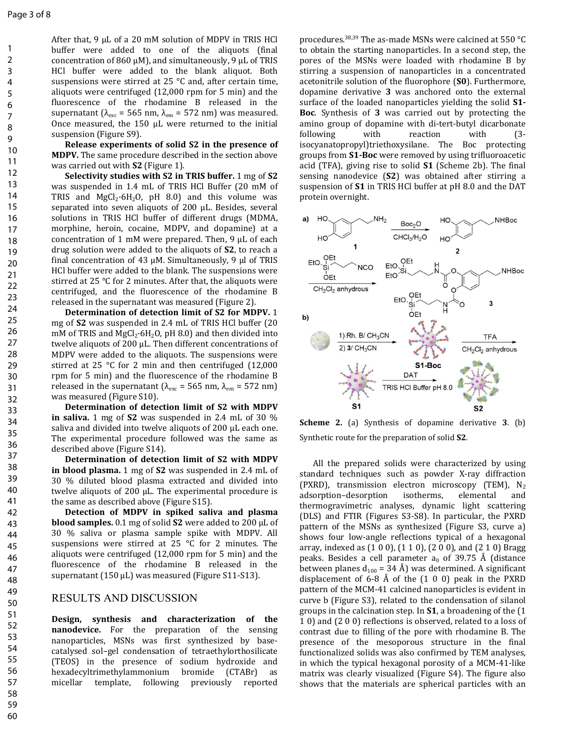After that, 9 µL of a 20 mM solution of MDPV in TRIS HCl buffer were added to one of the aliquots (final concentration of 860 µM), and simultaneously, 9 µL of TRIS HCl buffer were added to the blank aliquot. Both suspensions were stirred at 25 °C and, after certain time, aliquots were centrifuged (12,000 rpm for 5 min) and the fluorescence of the rhodamine B released in the supernatant ($\lambda_{exc}$ = 565 nm, $\lambda_{em}$ = 572 nm) was measured. Once measured, the 150 µL were returned to the initial suspension (Figure S9).

**Release experiments of solid S2 in the presence of MDPV.** The same procedure described in the section above was carried out with **S2** (Figure 1).

**Selectivity studies with S2 in TRIS buffer.** 1 mg of **S2** was suspended in 1.4 mL of TRIS HCl Buffer (20 mM of TRIS and $MgCl_2{\cdot}6H_2O$, pH 8.0) and this volume was separated into seven aliquots of 200 µL. Besides, several solutions in TRIS HCl buffer of different drugs (MDMA, morphine, heroin, cocaine, MDPV, and dopamine) at a concentration of 1 mM were prepared. Then, 9 µL of each drug solution were added to the aliquots of **S2**, to reach a final concentration of 43 µM. Simultaneously, 9 µl of TRIS HCl buffer were added to the blank. The suspensions were stirred at 25 °C for 2 minutes. After that, the aliquots were centrifuged, and the fluorescence of the rhodamine B released in the supernatant was measured (Figure 2).

**Determination of detection limit of S2 for MDPV.** 1 mg of **S2** was suspended in 2.4 mL of TRIS HCl buffer (20 mM of TRIS and $MgCl_2{\cdot}6H_2O$, pH 8.0) and then divided into twelve aliquots of 200 µL. Then different concentrations of MDPV were added to the aliquots. The suspensions were stirred at 25 °C for 2 min and then centrifuged (12,000 rpm for 5 min) and the fluorescence of the rhodamine B released in the supernatant ($\lambda_{exc}$ = 565 nm, $\lambda_{em}$ = 572 nm) was measured (Figure S10).

**Determination of detection limit of S2 with MDPV in saliva.** 1 mg of **S2** was suspended in 2.4 mL of 30 % saliva and divided into twelve aliquots of 200 µL each one. The experimental procedure followed was the same as described above (Figure S14).

**Determination of detection limit of S2 with MDPV in blood plasma.** 1 mg of **S2** was suspended in 2.4 mL of 30 % diluted blood plasma extracted and divided into twelve aliquots of 200 µL. The experimental procedure is the same as described above (Figure S15).

**Detection of MDPV in spiked saliva and plasma blood samples.** 0.1 mg of solid **S2** were added to 200 µL of 30 % saliva or plasma sample spike with MDPV. All suspensions were stirred at 25 °C for 2 minutes. The aliquots were centrifuged (12,000 rpm for 5 min) and the fluorescence of the rhodamine B released in the supernatant (150 µL) was measured (Figure S11-S13).

## RESULTS AND DISCUSSION

**Design, synthesis and characterization of the nanodevice.** For the preparation of the sensing nanoparticles, MSNs was first synthesized by base-catalysed sol–gel condensation of tetraethylorthosilicate (TEOS) in the presence of sodium hydroxide and hexadecyltrimethylammonium bromide (CTABr) as micellar template, following previously reported procedures.[38,39] The as-made MSNs were calcined at 550 °C to obtain the starting nanoparticles. In a second step, the pores of the MSNs were loaded with rhodamine B by stirring a suspension of nanoparticles in a concentrated acetonitrile solution of the fluorophore (**S0**). Furthermore, dopamine derivative **3** was anchored onto the external surface of the loaded nanoparticles yielding the solid **S1-Boc**. Synthesis of **3** was carried out by protecting the amino group of dopamine with di-tert-butyl dicarbonate following with reaction with (3-isocyanatopropyl)triethoxysilane. The Boc protecting groups from **S1-Boc** were removed by using trifluoroacetic acid (TFA), giving rise to solid **S1** (Scheme 2b). The final sensing nanodevice (**S2**) was obtained after stirring a suspension of **S1** in TRIS HCl buffer at pH 8.0 and the DAT protein overnight.

Scheme 2. (a) Synthesis of dopamine derivative **3**. (b) Synthetic route for the preparation of solid **S2**.

All the prepared solids were characterized by using standard techniques such as powder X-ray diffraction (PXRD), transmission electron microscopy (TEM), $N_2$ adsorption–desorption isotherms, elemental and thermogravimetric analyses, dynamic light scattering (DLS) and FTIR (Figures S3-S8). In particular, the PXRD pattern of the MSNs as synthesized (Figure S3, curve a) shows four low-angle reflections typical of a hexagonal array, indexed as (1 0 0), (1 1 0), (2 0 0), and (2 1 0) Bragg peaks. Besides a cell parameter $a_0$ of 39.75 Å (distance between planes $d_{100}$ = 34 Å) was determined. A significant displacement of 6-8 Å of the (1 0 0) peak in the PXRD pattern of the MCM-41 calcined nanoparticles is evident in curve b (Figure S3), related to the condensation of silanol groups in the calcination step. In **S1**, a broadening of the (1 1 0) and (2 0 0) reflections is observed, related to a loss of contrast due to filling of the pore with rhodamine B. The presence of the mesoporous structure in the final functionalized solids was also confirmed by TEM analyses, in which the typical hexagonal porosity of a MCM-41-like matrix was clearly visualized (Figure S4). The figure also shows that the materials are spherical particles with an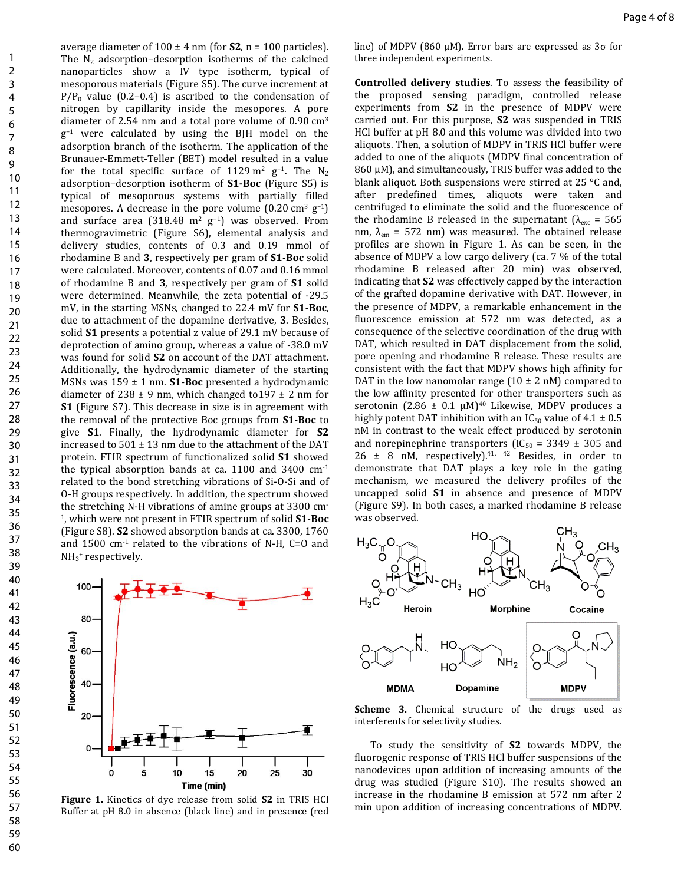average diameter of 100 ± 4 nm (for **S2**, n = 100 particles). The $N_2$ adsorption–desorption isotherms of the calcined nanoparticles show a IV type isotherm, typical of mesoporous materials (Figure S5). The curve increment at $P/P_0$ value (0.2–0.4) is ascribed to the condensation of nitrogen by capillarity inside the mesopores. A pore diameter of 2.54 nm and a total pore volume of 0.90 $cm^3$ $g^{-1}$ were calculated by using the BJH model on the adsorption branch of the isotherm. The application of the Brunauer-Emmett-Teller (BET) model resulted in a value for the total specific surface of 1129 $m^2$ $g^{-1}$. The $N_2$ adsorption–desorption isotherm of **S1-Boc** (Figure S5) is typical of mesoporous systems with partially filled mesopores. A decrease in the pore volume (0.20 $cm^3$ $g^{-1}$) and surface area (318.48 $m^2$ $g^{-1}$) was observed. From thermogravimetric (Figure S6), elemental analysis and delivery studies, contents of 0.3 and 0.19 mmol of rhodamine B and **3**, respectively per gram of **S1-Boc** solid were calculated. Moreover, contents of 0.07 and 0.16 mmol of rhodamine B and **3**, respectively per gram of **S1** solid were determined. Meanwhile, the zeta potential of -29.5 mV, in the starting MSNs, changed to 22.4 mV for **S1-Boc**, due to attachment of the dopamine derivative, **3**. Besides, solid **S1** presents a potential z value of 29.1 mV because of deprotection of amino group, whereas a value of -38.0 mV was found for solid **S2** on account of the DAT attachment. Additionally, the hydrodynamic diameter of the starting MSNs was 159 ± 1 nm. **S1-Boc** presented a hydrodynamic diameter of 238 ± 9 nm, which changed to197 ± 2 nm for **S1** (Figure S7). This decrease in size is in agreement with the removal of the protective Boc groups from **S1-Boc** to give **S1**. Finally, the hydrodynamic diameter for **S2** increased to 501 ± 13 nm due to the attachment of the DAT protein. FTIR spectrum of functionalized solid **S1** showed the typical absorption bands at ca. 1100 and 3400 $cm^{-1}$ related to the bond stretching vibrations of Si-O-Si and of O-H groups respectively. In addition, the spectrum showed the stretching N-H vibrations of amine groups at 3300 $cm^{-1}$, which were not present in FTIR spectrum of solid **S1-Boc** (Figure S8). **S2** showed absorption bands at ca. 3300, 1760 and 1500 $cm^{-1}$ related to the vibrations of N-H, C=O and $NH_3^+$ respectively.

**Figure 1.** Kinetics of dye release from solid **S2** in TRIS HCl Buffer at pH 8.0 in absence (black line) and in presence (red line) of MDPV (860 μM). Error bars are expressed as 3σ for three independent experiments.

**Controlled delivery studies**. To assess the feasibility of the proposed sensing paradigm, controlled release experiments from **S2** in the presence of MDPV were carried out. For this purpose, **S2** was suspended in TRIS HCl buffer at pH 8.0 and this volume was divided into two aliquots. Then, a solution of MDPV in TRIS HCl buffer were added to one of the aliquots (MDPV final concentration of 860 μM), and simultaneously, TRIS buffer was added to the blank aliquot. Both suspensions were stirred at 25 °C and, after predefined times, aliquots were taken and centrifuged to eliminate the solid and the fluorescence of the rhodamine B released in the supernatant ($\lambda_{exc}$ = 565 nm, $\lambda_{em}$ = 572 nm) was measured. The obtained release profiles are shown in Figure 1. As can be seen, in the absence of MDPV a low cargo delivery (ca. 7 % of the total rhodamine B released after 20 min) was observed, indicating that **S2** was effectively capped by the interaction of the grafted dopamine derivative with DAT. However, in the presence of MDPV, a remarkable enhancement in the fluorescence emission at 572 nm was detected, as a consequence of the selective coordination of the drug with DAT, which resulted in DAT displacement from the solid, pore opening and rhodamine B release. These results are consistent with the fact that MDPV shows high affinity for DAT in the low nanomolar range (10 ± 2 nM) compared to the low affinity presented for other transporters such as serotonin (2.86 ± 0.1 μM)[40] Likewise, MDPV produces a highly potent DAT inhibition with an $IC_{50}$ value of 4.1 ± 0.5 nM in contrast to the weak effect produced by serotonin and norepinephrine transporters ($IC_{50}$ = 3349 ± 305 and 26 ± 8 nM, respectively).[41, 42] Besides, in order to demonstrate that DAT plays a key role in the gating mechanism, we measured the delivery profiles of the uncapped solid **S1** in absence and presence of MDPV (Figure S9). In both cases, a marked rhodamine B release was observed.

**Scheme 3.** Chemical structure of the drugs used as interferents for selectivity studies.

To study the sensitivity of **S2** towards MDPV, the fluorogenic response of TRIS HCl buffer suspensions of the nanodevices upon addition of increasing amounts of the drug was studied (Figure S10). The results showed an increase in the rhodamine B emission at 572 nm after 2 min upon addition of increasing concentrations of MDPV.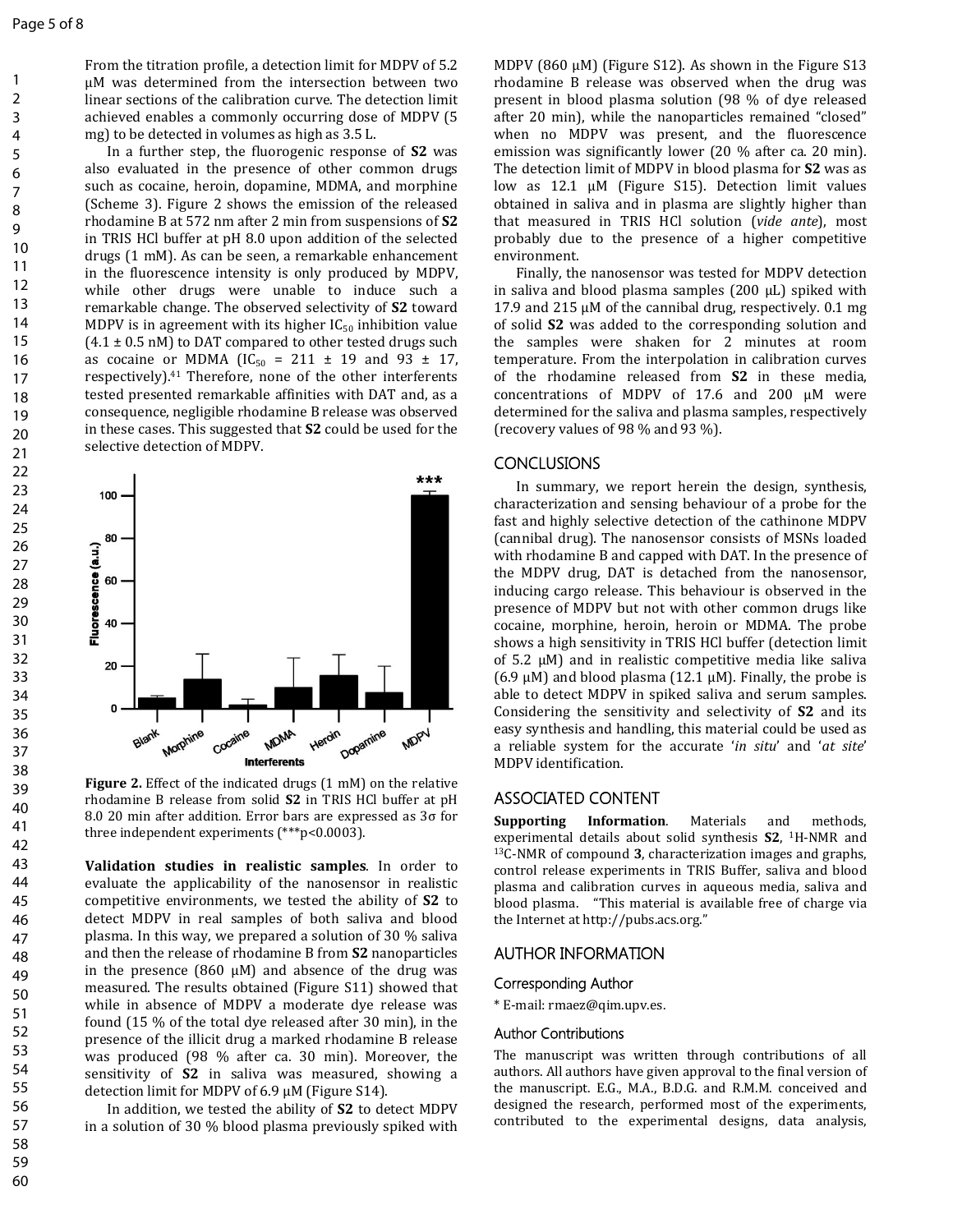From the titration profile, a detection limit for MDPV of 5.2 μM was determined from the intersection between two linear sections of the calibration curve. The detection limit achieved enables a commonly occurring dose of MDPV (5 mg) to be detected in volumes as high as 3.5 L.

In a further step, the fluorogenic response of **S2** was also evaluated in the presence of other common drugs such as cocaine, heroin, dopamine, MDMA, and morphine (Scheme 3). Figure 2 shows the emission of the released rhodamine B at 572 nm after 2 min from suspensions of **S2** in TRIS HCl buffer at pH 8.0 upon addition of the selected drugs (1 mM). As can be seen, a remarkable enhancement in the fluorescence intensity is only produced by MDPV, while other drugs were unable to induce such a remarkable change. The observed selectivity of **S2** toward MDPV is in agreement with its higher $IC_{50}$ inhibition value (4.1 ± 0.5 nM) to DAT compared to other tested drugs such as cocaine or MDMA ($IC_{50}$ = 211 ± 19 and 93 ± 17, respectively).[41] Therefore, none of the other interferents tested presented remarkable affinities with DAT and, as a consequence, negligible rhodamine B release was observed in these cases. This suggested that **S2** could be used for the selective detection of MDPV.

**Figure 2.** Effect of the indicated drugs (1 mM) on the relative rhodamine B release from solid **S2** in TRIS HCl buffer at pH 8.0 20 min after addition. Error bars are expressed as 3σ for three independent experiments (***p<0.0003).

**Validation studies in realistic samples**. In order to evaluate the applicability of the nanosensor in realistic competitive environments, we tested the ability of **S2** to detect MDPV in real samples of both saliva and blood plasma. In this way, we prepared a solution of 30 % saliva and then the release of rhodamine B from **S2** nanoparticles in the presence (860 μM) and absence of the drug was measured. The results obtained (Figure S11) showed that while in absence of MDPV a moderate dye release was found (15 % of the total dye released after 30 min), in the presence of the illicit drug a marked rhodamine B release was produced (98 % after ca. 30 min). Moreover, the sensitivity of **S2** in saliva was measured, showing a detection limit for MDPV of 6.9 μM (Figure S14).

In addition, we tested the ability of **S2** to detect MDPV in a solution of 30 % blood plasma previously spiked with MDPV (860 μM) (Figure S12). As shown in the Figure S13 rhodamine B release was observed when the drug was present in blood plasma solution (98 % of dye released after 20 min), while the nanoparticles remained "closed" when no MDPV was present, and the fluorescence emission was significantly lower (20 % after ca. 20 min). The detection limit of MDPV in blood plasma for **S2** was as low as 12.1 μM (Figure S15). Detection limit values obtained in saliva and in plasma are slightly higher than that measured in TRIS HCl solution (*vide ante*), most probably due to the presence of a higher competitive environment.

Finally, the nanosensor was tested for MDPV detection in saliva and blood plasma samples (200 μL) spiked with 17.9 and 215 μM of the cannibal drug, respectively. 0.1 mg of solid **S2** was added to the corresponding solution and the samples were shaken for 2 minutes at room temperature. From the interpolation in calibration curves of the rhodamine released from **S2** in these media, concentrations of MDPV of 17.6 and 200 μM were determined for the saliva and plasma samples, respectively (recovery values of 98 % and 93 %).

## CONCLUSIONS

In summary, we report herein the design, synthesis, characterization and sensing behaviour of a probe for the fast and highly selective detection of the cathinone MDPV (cannibal drug). The nanosensor consists of MSNs loaded with rhodamine B and capped with DAT. In the presence of the MDPV drug, DAT is detached from the nanosensor, inducing cargo release. This behaviour is observed in the presence of MDPV but not with other common drugs like cocaine, morphine, heroin, heroin or MDMA. The probe shows a high sensitivity in TRIS HCl buffer (detection limit of 5.2 μM) and in realistic competitive media like saliva (6.9 μM) and blood plasma (12.1 μM). Finally, the probe is able to detect MDPV in spiked saliva and serum samples. Considering the sensitivity and selectivity of **S2** and its easy synthesis and handling, this material could be used as a reliable system for the accurate '*in situ*' and '*at site*' MDPV identification.

## ASSOCIATED CONTENT

**Supporting Information**. Materials and methods, experimental details about solid synthesis **S2**, $^{1}$H-NMR and $^{13}$C-NMR of compound **3**, characterization images and graphs, control release experiments in TRIS Buffer, saliva and blood plasma and calibration curves in aqueous media, saliva and blood plasma. "This material is available free of charge via the Internet at http://pubs.acs.org."

## AUTHOR INFORMATION

### Corresponding Author

* E-mail: rmaez@qim.upv.es.

### Author Contributions

The manuscript was written through contributions of all authors. All authors have given approval to the final version of the manuscript. E.G., M.A., B.D.G. and R.M.M. conceived and designed the research, performed most of the experiments, contributed to the experimental designs, data analysis,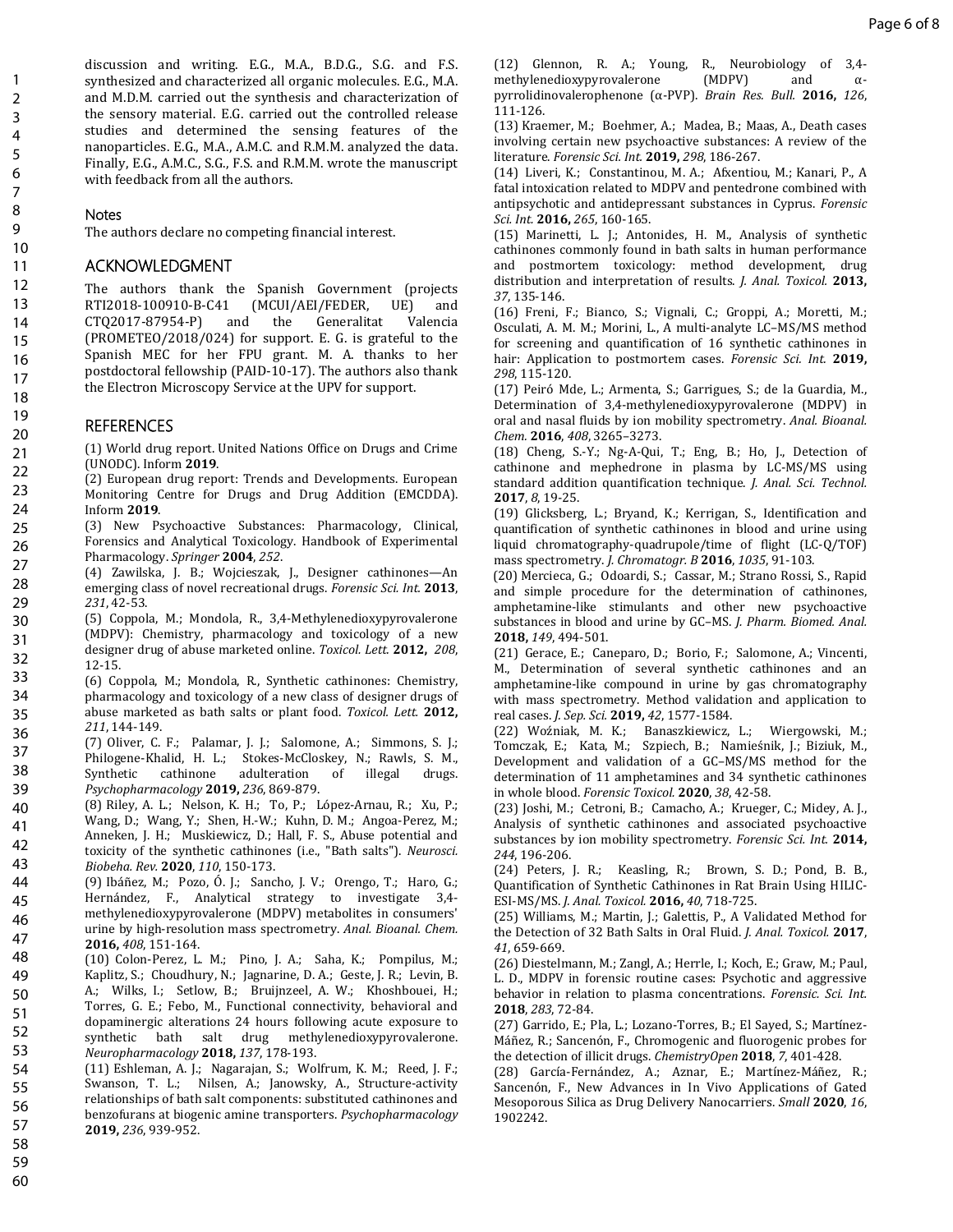discussion and writing. E.G., M.A., B.D.G., S.G. and F.S. synthesized and characterized all organic molecules. E.G., M.A. and M.D.M. carried out the synthesis and characterization of the sensory material. E.G. carried out the controlled release studies and determined the sensing features of the nanoparticles. E.G., M.A., A.M.C. and R.M.M. analyzed the data. Finally, E.G., A.M.C., S.G., F.S. and R.M.M. wrote the manuscript with feedback from all the authors.

### Notes

The authors declare no competing financial interest.

## ACKNOWLEDGMENT

The authors thank the Spanish Government (projects RTI2018-100910-B-C41 (MCUI/AEI/FEDER, UE) and CTQ2017-87954-P) and the Generalitat Valencia (PROMETEO/2018/024) for support. E. G. is grateful to the Spanish MEC for her FPU grant. M. A. thanks to her postdoctoral fellowship (PAID-10-17). The authors also thank the Electron Microscopy Service at the UPV for support.

## REFERENCES

(1) World drug report. United Nations Office on Drugs and Crime (UNODC). Inform **2019**.

(2) European drug report: Trends and Developments. European Monitoring Centre for Drugs and Drug Addition (EMCDDA). Inform **2019**.

(3) New Psychoactive Substances: Pharmacology, Clinical, Forensics and Analytical Toxicology. Handbook of Experimental Pharmacology. *Springer* **2004**, *252*.

(4) Zawilska, J. B.; Wojcieszak, J., Designer cathinones—An emerging class of novel recreational drugs. *Forensic Sci. Int.* **2013**, *231*, 42-53.

(5) Coppola, M.; Mondola, R., 3,4-Methylenedioxypyrovalerone (MDPV): Chemistry, pharmacology and toxicology of a new designer drug of abuse marketed online. *Toxicol. Lett.* **2012,** *208*, 12-15.

(6) Coppola, M.; Mondola, R., Synthetic cathinones: Chemistry, pharmacology and toxicology of a new class of designer drugs of abuse marketed as bath salts or plant food. *Toxicol. Lett.* **2012,** *211*, 144-149.

(7) Oliver, C. F.; Palamar, J. J.; Salomone, A.; Simmons, S. J.; Philogene-Khalid, H. L.; Stokes-McCloskey, N.; Rawls, S. M., Synthetic cathinone adulteration of illegal drugs. *Psychopharmacology* **2019,** *236*, 869-879.

(8) Riley, A. L.; Nelson, K. H.; To, P.; López-Arnau, R.; Xu, P.; Wang, D.; Wang, Y.; Shen, H.-W.; Kuhn, D. M.; Angoa-Perez, M.; Anneken, J. H.; Muskiewicz, D.; Hall, F. S., Abuse potential and toxicity of the synthetic cathinones (i.e., "Bath salts"). *Neurosci. Biobeha. Rev.* **2020**, *110*, 150-173.

(9) Ibáñez, M.; Pozo, Ó. J.; Sancho, J. V.; Orengo, T.; Haro, G.; Hernández, F., Analytical strategy to investigate 3,4-methylenedioxypyrovalerone (MDPV) metabolites in consumers' urine by high-resolution mass spectrometry. *Anal. Bioanal. Chem.* **2016,** *408*, 151-164.

(10) Colon-Perez, L. M.; Pino, J. A.; Saha, K.; Pompilus, M.; Kaplitz, S.; Choudhury, N.; Jagnarine, D. A.; Geste, J. R.; Levin, B. A.; Wilks, I.; Setlow, B.; Bruijnzeel, A. W.; Khoshbouei, H.; Torres, G. E.; Febo, M., Functional connectivity, behavioral and dopaminergic alterations 24 hours following acute exposure to synthetic bath salt drug methylenedioxypyrovalerone. *Neuropharmacology* **2018,** *137*, 178-193.

(11) Eshleman, A. J.; Nagarajan, S.; Wolfrum, K. M.; Reed, J. F.; Swanson, T. L.; Nilsen, A.; Janowsky, A., Structure-activity relationships of bath salt components: substituted cathinones and benzofurans at biogenic amine transporters. *Psychopharmacology* **2019,** *236*, 939-952.

(12) Glennon, R. A.; Young, R., Neurobiology of 3,4-methylenedioxypyrovalerone (MDPV) and α-pyrrolidinovalerophenone (α-PVP). *Brain Res. Bull.* **2016,** *126*, 111-126.

(13) Kraemer, M.; Boehmer, A.; Madea, B.; Maas, A., Death cases involving certain new psychoactive substances: A review of the literature. *Forensic Sci. Int.* **2019,** *298*, 186-267.

(14) Liveri, K.; Constantinou, M. A.; Afxentiou, M.; Kanari, P., A fatal intoxication related to MDPV and pentedrone combined with antipsychotic and antidepressant substances in Cyprus. *Forensic Sci. Int.* **2016,** *265*, 160-165.

(15) Marinetti, L. J.; Antonides, H. M., Analysis of synthetic cathinones commonly found in bath salts in human performance and postmortem toxicology: method development, drug distribution and interpretation of results. *J. Anal. Toxicol.* **2013,** *37*, 135-146.

(16) Freni, F.; Bianco, S.; Vignali, C.; Groppi, A.; Moretti, M.; Osculati, A. M. M.; Morini, L., A multi-analyte LC–MS/MS method for screening and quantification of 16 synthetic cathinones in hair: Application to postmortem cases. *Forensic Sci. Int.* **2019,** *298*, 115-120.

(17) Peiró Mde, L.; Armenta, S.; Garrigues, S.; de la Guardia, M., Determination of 3,4-methylenedioxypyrovalerone (MDPV) in oral and nasal fluids by ion mobility spectrometry. *Anal. Bioanal. Chem.* **2016**, *408*, 3265–3273.

(18) Cheng, S.-Y.; Ng-A-Qui, T.; Eng, B.; Ho, J., Detection of cathinone and mephedrone in plasma by LC-MS/MS using standard addition quantification technique. *J. Anal. Sci. Technol.* **2017**, *8*, 19-25.

(19) Glicksberg, L.; Bryand, K.; Kerrigan, S., Identification and quantification of synthetic cathinones in blood and urine using liquid chromatography-quadrupole/time of flight (LC-Q/TOF) mass spectrometry. *J. Chromatogr. B* **2016**, *1035*, 91-103.

(20) Mercieca, G.; Odoardi, S.; Cassar, M.; Strano Rossi, S., Rapid and simple procedure for the determination of cathinones, amphetamine-like stimulants and other new psychoactive substances in blood and urine by GC–MS. *J. Pharm. Biomed. Anal.* **2018,** *149*, 494-501.

(21) Gerace, E.; Caneparo, D.; Borio, F.; Salomone, A.; Vincenti, M., Determination of several synthetic cathinones and an amphetamine-like compound in urine by gas chromatography with mass spectrometry. Method validation and application to real cases. *J. Sep. Sci.* **2019,** *42*, 1577-1584.

(22) Woźniak, M. K.; Banaszkiewicz, L.; Wiergowski, M.; Tomczak, E.; Kata, M.; Szpiech, B.; Namieśnik, J.; Biziuk, M., Development and validation of a GC–MS/MS method for the determination of 11 amphetamines and 34 synthetic cathinones in whole blood. *Forensic Toxicol.* **2020**, *38*, 42-58.

(23) Joshi, M.; Cetroni, B.; Camacho, A.; Krueger, C.; Midey, A. J., Analysis of synthetic cathinones and associated psychoactive substances by ion mobility spectrometry. *Forensic Sci. Int.* **2014,** *244*, 196-206.

(24) Peters, J. R.; Keasling, R.; Brown, S. D.; Pond, B. B., Quantification of Synthetic Cathinones in Rat Brain Using HILIC-ESI-MS/MS. *J. Anal. Toxicol.* **2016,** *40*, 718-725.

(25) Williams, M.; Martin, J.; Galettis, P., A Validated Method for the Detection of 32 Bath Salts in Oral Fluid. *J. Anal. Toxicol.* **2017**, *41*, 659-669.

(26) Diestelmann, M.; Zangl, A.; Herrle, I.; Koch, E.; Graw, M.; Paul, L. D., MDPV in forensic routine cases: Psychotic and aggressive behavior in relation to plasma concentrations. *Forensic. Sci. Int.* **2018**, *283*, 72-84.

(27) Garrido, E.; Pla, L.; Lozano-Torres, B.; El Sayed, S.; Martínez-Máñez, R.; Sancenón, F., Chromogenic and fluorogenic probes for the detection of illicit drugs. *ChemistryOpen* **2018**, *7*, 401-428.

(28) García-Fernández, A.; Aznar, E.; Martínez-Máñez, R.; Sancenón, F., New Advances in In Vivo Applications of Gated Mesoporous Silica as Drug Delivery Nanocarriers. *Small* **2020**, *16*, 1902242.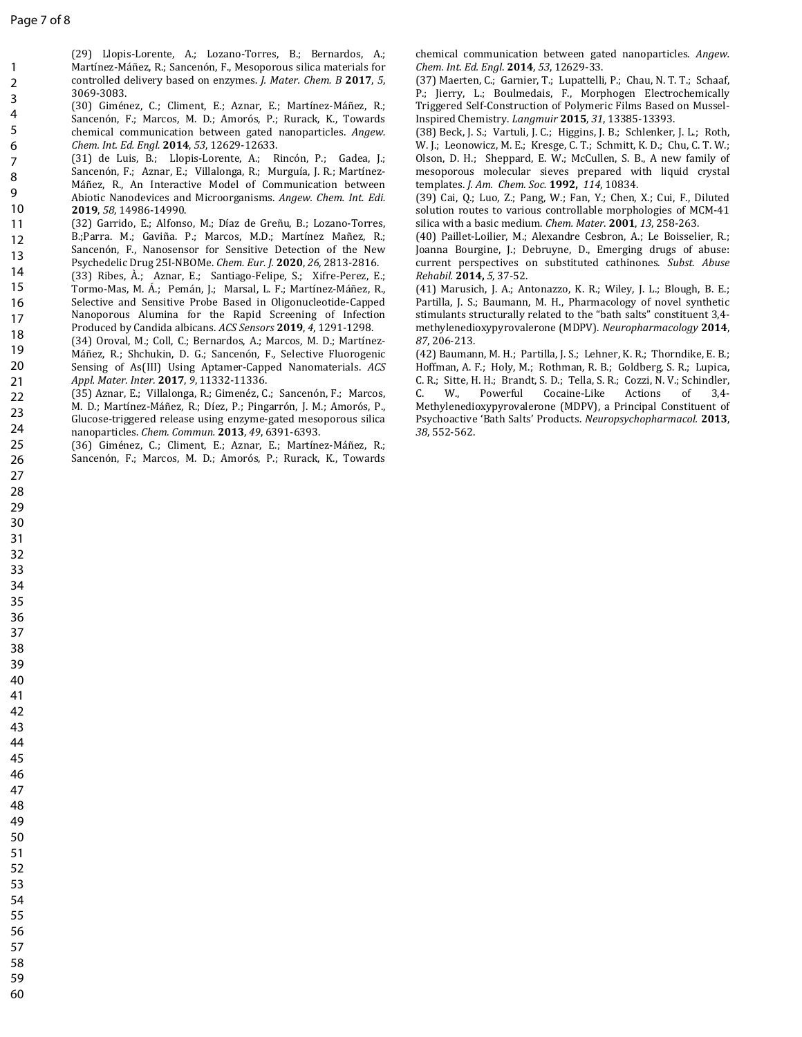(29) Llopis-Lorente, A.; Lozano-Torres, B.; Bernardos, A.; Martínez-Máñez, R.; Sancenón, F., Mesoporous silica materials for controlled delivery based on enzymes. *J. Mater. Chem. B* **2017**, *5*, 3069-3083.

(30) Giménez, C.; Climent, E.; Aznar, E.; Martínez-Máñez, R.; Sancenón, F.; Marcos, M. D.; Amorós, P.; Rurack, K., Towards chemical communication between gated nanoparticles. *Angew. Chem. Int. Ed. Engl.* **2014**, *53*, 12629-12633.

(31) de Luis, B.; Llopis-Lorente, A.; Rincón, P.; Gadea, J.; Sancenón, F.; Aznar, E.; Villalonga, R.; Murguía, J. R.; Martínez-Máñez, R., An Interactive Model of Communication between Abiotic Nanodevices and Microorganisms. *Angew. Chem. Int. Edi.* **2019**, *58*, 14986-14990.

(32) Garrido, E.; Alfonso, M.; Díaz de Greñu, B.; Lozano-Torres, B.;Parra. M.; Gaviña. P.; Marcos, M.D.; Martínez Mañez, R.; Sancenón, F., Nanosensor for Sensitive Detection of the New Psychedelic Drug 25I-NBOMe. *Chem. Eur. J.* **2020**, *26*, 2813-2816.

(33) Ribes, À.; Aznar, E.; Santiago-Felipe, S.; Xifre-Perez, E.; Tormo-Mas, M. Á.; Pemán, J.; Marsal, L. F.; Martínez-Máñez, R., Selective and Sensitive Probe Based in Oligonucleotide-Capped Nanoporous Alumina for the Rapid Screening of Infection Produced by Candida albicans. *ACS Sensors* **2019**, *4*, 1291-1298.

(34) Oroval, M.; Coll, C.; Bernardos, A.; Marcos, M. D.; Martínez-Máñez, R.; Shchukin, D. G.; Sancenón, F., Selective Fluorogenic Sensing of As(III) Using Aptamer-Capped Nanomaterials. *ACS Appl. Mater. Inter.* **2017**, *9*, 11332-11336.

(35) Aznar, E.; Villalonga, R.; Gimenéz, C.; Sancenón, F.; Marcos, M. D.; Martínez-Máñez, R.; Díez, P.; Pingarrón, J. M.; Amorós, P., Glucose-triggered release using enzyme-gated mesoporous silica nanoparticles. *Chem. Commun.* **2013**, *49*, 6391-6393.

(36) Giménez, C.; Climent, E.; Aznar, E.; Martínez-Máñez, R.; Sancenón, F.; Marcos, M. D.; Amorós, P.; Rurack, K., Towards chemical communication between gated nanoparticles. *Angew. Chem. Int. Ed. Engl.* **2014**, *53*, 12629-33.

(37) Maerten, C.; Garnier, T.; Lupattelli, P.; Chau, N. T. T.; Schaaf, P.; Jierry, L.; Boulmedais, F., Morphogen Electrochemically Triggered Self-Construction of Polymeric Films Based on Mussel-Inspired Chemistry. *Langmuir* **2015**, *31*, 13385-13393.

(38) Beck, J. S.; Vartuli, J. C.; Higgins, J. B.; Schlenker, J. L.; Roth, W. J.; Leonowicz, M. E.; Kresge, C. T.; Schmitt, K. D.; Chu, C. T. W.; Olson, D. H.; Sheppard, E. W.; McCullen, S. B., A new family of mesoporous molecular sieves prepared with liquid crystal templates. *J. Am. Chem. Soc.* **1992,** *114*, 10834.

(39) Cai, Q.; Luo, Z.; Pang, W.; Fan, Y.; Chen, X.; Cui, F., Diluted solution routes to various controllable morphologies of MCM-41 silica with a basic medium. *Chem. Mater.* **2001**, *13*, 258-263.

(40) Paillet-Loilier, M.; Alexandre Cesbron, A.; Le Boisselier, R.; Joanna Bourgine, J.; Debruyne, D., Emerging drugs of abuse: current perspectives on substituted cathinones. *Subst. Abuse Rehabil.* **2014,** *5*, 37-52.

(41) Marusich, J. A.; Antonazzo, K. R.; Wiley, J. L.; Blough, B. E.; Partilla, J. S.; Baumann, M. H., Pharmacology of novel synthetic stimulants structurally related to the "bath salts" constituent 3,4-methylenedioxypyrovalerone (MDPV). *Neuropharmacology* **2014**, *87*, 206-213.

(42) Baumann, M. H.; Partilla, J. S.; Lehner, K. R.; Thorndike, E. B.; Hoffman, A. F.; Holy, M.; Rothman, R. B.; Goldberg, S. R.; Lupica, C. R.; Sitte, H. H.; Brandt, S. D.; Tella, S. R.; Cozzi, N. V.; Schindler, C. W., Powerful Cocaine-Like Actions of 3,4-Methylenedioxypyrovalerone (MDPV), a Principal Constituent of Psychoactive 'Bath Salts' Products. *Neuropsychopharmacol.* **2013**, *38*, 552-562.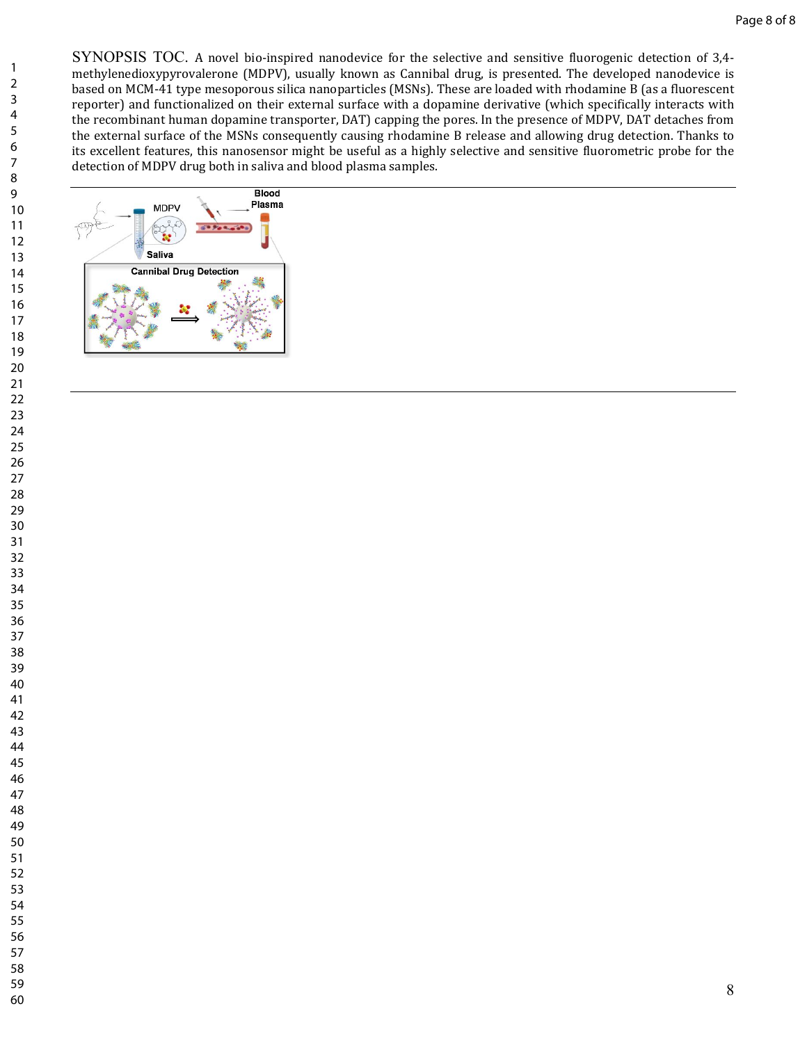SYNOPSIS TOC. A novel bio-inspired nanodevice for the selective and sensitive fluorogenic detection of 3,4-methylenedioxypyrovalerone (MDPV), usually known as Cannibal drug, is presented. The developed nanodevice is based on MCM-41 type mesoporous silica nanoparticles (MSNs). These are loaded with rhodamine B (as a fluorescent reporter) and functionalized on their external surface with a dopamine derivative (which specifically interacts with the recombinant human dopamine transporter, DAT) capping the pores. In the presence of MDPV, DAT detaches from the external surface of the MSNs consequently causing rhodamine B release and allowing drug detection. Thanks to its excellent features, this nanosensor might be useful as a highly selective and sensitive fluorometric probe for the detection of MDPV drug both in saliva and blood plasma samples.

MDPV

Blood Plasma

Saliva

Cannibal Drug Detection